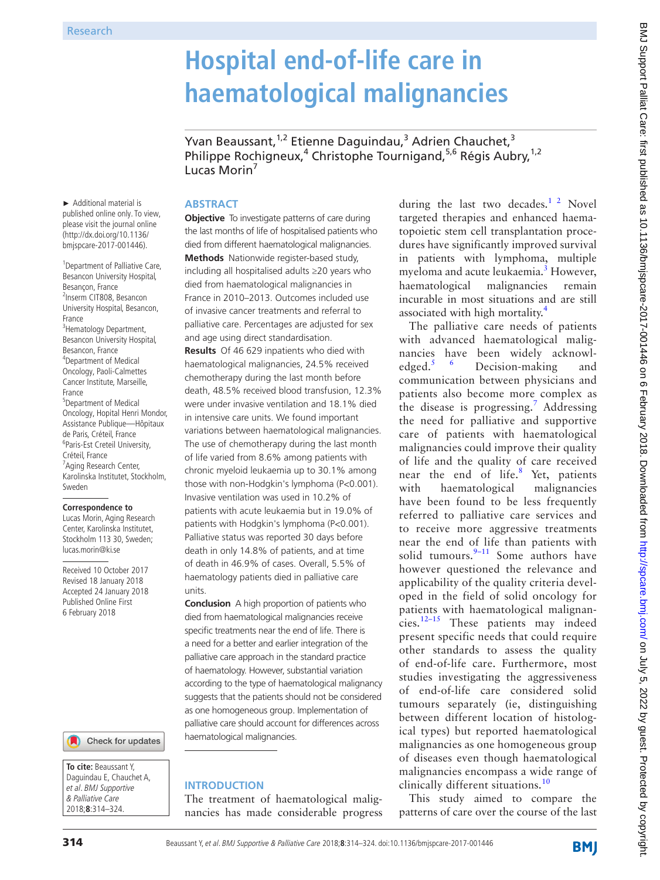Research

# Hospital end-of-life care in haematological malignancies

Yvan Beaussant,[1,2] Etienne Daguindau,[3] Adrien Chauchet,[3] Philippe Rochigneux,[4] Christophe Tournigand,[5,6] Régis Aubry,[1,2] Lucas Morin[7]

► Additional material is published online only. To view, please visit the journal online (http://dx.doi.org/10.1136/bmjspcare-2017-001446).

[1]Department of Palliative Care, Besancon University Hospital, Besançon, France
[2]Inserm CIT808, Besancon University Hospital, Besancon, France
[3]Hematology Department, Besancon University Hospital, Besancon, France
[4]Department of Medical Oncology, Paoli-Calmettes Cancer Institute, Marseille, France
[5]Department of Medical Oncology, Hopital Henri Mondor, Assistance Publique—Hôpitaux de Paris, Créteil, France
[6]Paris-Est Creteil University, Créteil, France
[7]Aging Research Center, Karolinska Institutet, Stockholm, Sweden

**Correspondence to**
Lucas Morin, Aging Research Center, Karolinska Institutet, Stockholm 113 30, Sweden; lucas.morin@ki.se

Received 10 October 2017
Revised 18 January 2018
Accepted 24 January 2018
Published Online First 6 February 2018

**To cite:** Beaussant Y, Daguindau E, Chauchet A, *et al*. *BMJ Supportive & Palliative Care* 2018;**8**:314–324.

## ABSTRACT

**Objective** To investigate patterns of care during the last months of life of hospitalised patients who died from different haematological malignancies.

**Methods** Nationwide register-based study, including all hospitalised adults ≥20 years who died from haematological malignancies in France in 2010–2013. Outcomes included use of invasive cancer treatments and referral to palliative care. Percentages are adjusted for sex and age using direct standardisation.

**Results** Of 46 629 inpatients who died with haematological malignancies, 24.5% received chemotherapy during the last month before death, 48.5% received blood transfusion, 12.3% were under invasive ventilation and 18.1% died in intensive care units. We found important variations between haematological malignancies. The use of chemotherapy during the last month of life varied from 8.6% among patients with chronic myeloid leukaemia up to 30.1% among those with non-Hodgkin's lymphoma (P<0.001). Invasive ventilation was used in 10.2% of patients with acute leukaemia but in 19.0% of patients with Hodgkin's lymphoma (P<0.001). Palliative status was reported 30 days before death in only 14.8% of patients, and at time of death in 46.9% of cases. Overall, 5.5% of haematology patients died in palliative care units.

**Conclusion** A high proportion of patients who died from haematological malignancies receive specific treatments near the end of life. There is a need for a better and earlier integration of the palliative care approach in the standard practice of haematology. However, substantial variation according to the type of haematological malignancy suggests that the patients should not be considered as one homogeneous group. Implementation of palliative care should account for differences across haematological malignancies.

## INTRODUCTION

The treatment of haematological malignancies has made considerable progress during the last two decades.[1,2] Novel targeted therapies and enhanced haematopoietic stem cell transplantation procedures have significantly improved survival in patients with lymphoma, multiple myeloma and acute leukaemia.[3] However, haematological malignancies remain incurable in most situations and are still associated with high mortality.[4]

The palliative care needs of patients with advanced haematological malignancies have been widely acknowledged.[5,6] Decision-making and communication between physicians and patients also become more complex as the disease is progressing.[7] Addressing the need for palliative and supportive care of patients with haematological malignancies could improve their quality of life and the quality of care received near the end of life.[8] Yet, patients with haematological malignancies have been found to be less frequently referred to palliative care services and to receive more aggressive treatments near the end of life than patients with solid tumours.[9–11] Some authors have however questioned the relevance and applicability of the quality criteria developed in the field of solid oncology for patients with haematological malignancies.[12–15] These patients may indeed present specific needs that could require other standards to assess the quality of end-of-life care. Furthermore, most studies investigating the aggressiveness of end-of-life care considered solid tumours separately (ie, distinguishing between different location of histological types) but reported haematological malignancies as one homogeneous group of diseases even though haematological malignancies encompass a wide range of clinically different situations.[10]

This study aimed to compare the patterns of care over the course of the last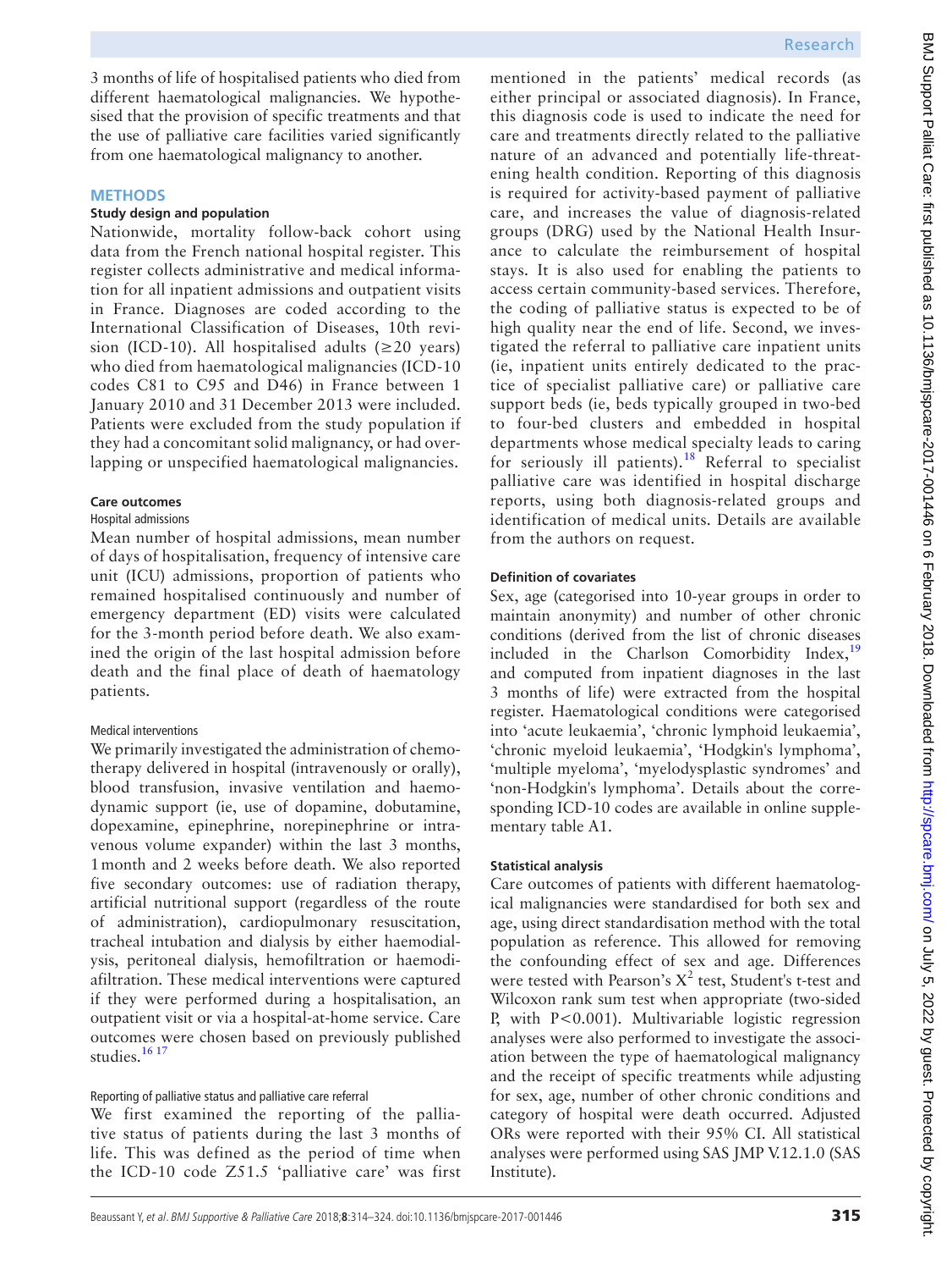3 months of life of hospitalised patients who died from different haematological malignancies. We hypothesised that the provision of specific treatments and that the use of palliative care facilities varied significantly from one haematological malignancy to another.

## METHODS

### Study design and population

Nationwide, mortality follow-back cohort using data from the French national hospital register. This register collects administrative and medical information for all inpatient admissions and outpatient visits in France. Diagnoses are coded according to the International Classification of Diseases, 10th revision (ICD-10). All hospitalised adults (≥20 years) who died from haematological malignancies (ICD-10 codes C81 to C95 and D46) in France between 1 January 2010 and 31 December 2013 were included. Patients were excluded from the study population if they had a concomitant solid malignancy, or had overlapping or unspecified haematological malignancies.

### Care outcomes

#### Hospital admissions

Mean number of hospital admissions, mean number of days of hospitalisation, frequency of intensive care unit (ICU) admissions, proportion of patients who remained hospitalised continuously and number of emergency department (ED) visits were calculated for the 3-month period before death. We also examined the origin of the last hospital admission before death and the final place of death of haematology patients.

#### Medical interventions

We primarily investigated the administration of chemotherapy delivered in hospital (intravenously or orally), blood transfusion, invasive ventilation and haemodynamic support (ie, use of dopamine, dobutamine, dopexamine, epinephrine, norepinephrine or intravenous volume expander) within the last 3 months, 1 month and 2 weeks before death. We also reported five secondary outcomes: use of radiation therapy, artificial nutritional support (regardless of the route of administration), cardiopulmonary resuscitation, tracheal intubation and dialysis by either haemodialysis, peritoneal dialysis, hemofiltration or haemodiafiltration. These medical interventions were captured if they were performed during a hospitalisation, an outpatient visit or via a hospital-at-home service. Care outcomes were chosen based on previously published studies.[16,17]

#### Reporting of palliative status and palliative care referral

We first examined the reporting of the palliative status of patients during the last 3 months of life. This was defined as the period of time when the ICD-10 code Z51.5 'palliative care' was first mentioned in the patients' medical records (as either principal or associated diagnosis). In France, this diagnosis code is used to indicate the need for care and treatments directly related to the palliative nature of an advanced and potentially life-threatening health condition. Reporting of this diagnosis is required for activity-based payment of palliative care, and increases the value of diagnosis-related groups (DRG) used by the National Health Insurance to calculate the reimbursement of hospital stays. It is also used for enabling the patients to access certain community-based services. Therefore, the coding of palliative status is expected to be of high quality near the end of life. Second, we investigated the referral to palliative care inpatient units (ie, inpatient units entirely dedicated to the practice of specialist palliative care) or palliative care support beds (ie, beds typically grouped in two-bed to four-bed clusters and embedded in hospital departments whose medical specialty leads to caring for seriously ill patients).[18] Referral to specialist palliative care was identified in hospital discharge reports, using both diagnosis-related groups and identification of medical units. Details are available from the authors on request.

### Definition of covariates

Sex, age (categorised into 10-year groups in order to maintain anonymity) and number of other chronic conditions (derived from the list of chronic diseases included in the Charlson Comorbidity Index,[19] and computed from inpatient diagnoses in the last 3 months of life) were extracted from the hospital register. Haematological conditions were categorised into 'acute leukaemia', 'chronic lymphoid leukaemia', 'chronic myeloid leukaemia', 'Hodgkin's lymphoma', 'multiple myeloma', 'myelodysplastic syndromes' and 'non-Hodgkin's lymphoma'. Details about the corresponding ICD-10 codes are available in online supplementary table A1.

### Statistical analysis

Care outcomes of patients with different haematological malignancies were standardised for both sex and age, using direct standardisation method with the total population as reference. This allowed for removing the confounding effect of sex and age. Differences were tested with Pearson's $X^2$ test, Student's t-test and Wilcoxon rank sum test when appropriate (two-sided P, with P<0.001). Multivariable logistic regression analyses were also performed to investigate the association between the type of haematological malignancy and the receipt of specific treatments while adjusting for sex, age, number of other chronic conditions and category of hospital were death occurred. Adjusted ORs were reported with their 95% CI. All statistical analyses were performed using SAS JMP V.12.1.0 (SAS Institute).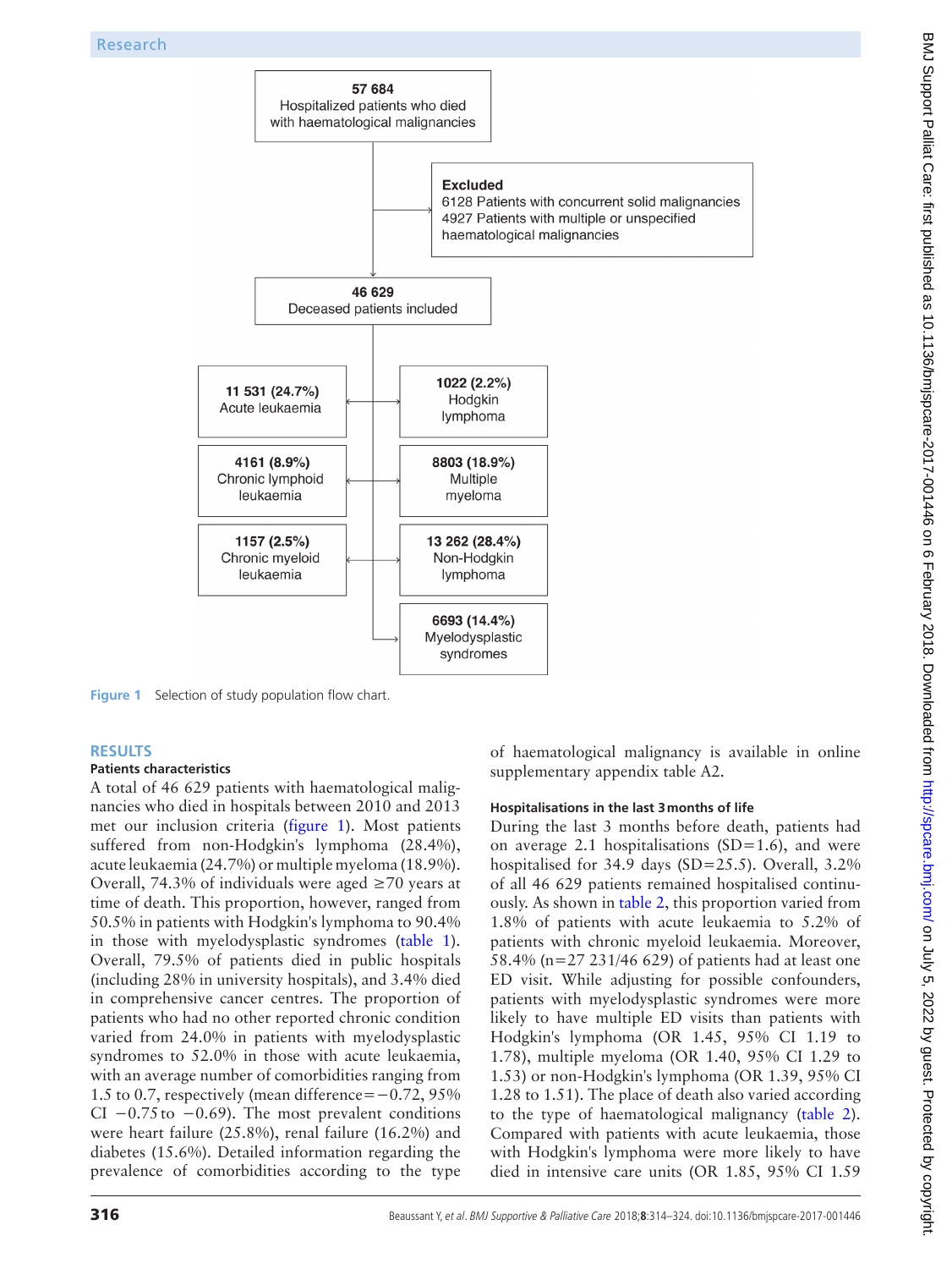57 684
Hospitalized patients who died with haematological malignancies

**Excluded**
6128 Patients with concurrent solid malignancies
4927 Patients with multiple or unspecified haematological malignancies

**46 629**
Deceased patients included

- **11 531 (24.7%)** Acute leukaemia
- **1022 (2.2%)** Hodgkin lymphoma
- **4161 (8.9%)** Chronic lymphoid leukaemia
- **8803 (18.9%)** Multiple myeloma
- **1157 (2.5%)** Chronic myeloid leukaemia
- **13 262 (28.4%)** Non-Hodgkin lymphoma
- **6693 (14.4%)** Myelodysplastic syndromes

**Figure 1** Selection of study population flow chart.

## RESULTS

### Patients characteristics

A total of 46 629 patients with haematological malignancies who died in hospitals between 2010 and 2013 met our inclusion criteria (figure 1). Most patients suffered from non-Hodgkin's lymphoma (28.4%), acute leukaemia (24.7%) or multiple myeloma (18.9%). Overall, 74.3% of individuals were aged ≥70 years at time of death. This proportion, however, ranged from 50.5% in patients with Hodgkin's lymphoma to 90.4% in those with myelodysplastic syndromes (table 1). Overall, 79.5% of patients died in public hospitals (including 28% in university hospitals), and 3.4% died in comprehensive cancer centres. The proportion of patients who had no other reported chronic condition varied from 24.0% in patients with myelodysplastic syndromes to 52.0% in those with acute leukaemia, with an average number of comorbidities ranging from 1.5 to 0.7, respectively (mean difference=−0.72, 95% CI −0.75 to −0.69). The most prevalent conditions were heart failure (25.8%), renal failure (16.2%) and diabetes (15.6%). Detailed information regarding the prevalence of comorbidities according to the type of haematological malignancy is available in online supplementary appendix table A2.

### Hospitalisations in the last 3 months of life

During the last 3 months before death, patients had on average 2.1 hospitalisations (SD=1.6), and were hospitalised for 34.9 days (SD=25.5). Overall, 3.2% of all 46 629 patients remained hospitalised continuously. As shown in table 2, this proportion varied from 1.8% of patients with acute leukaemia to 5.2% of patients with chronic myeloid leukaemia. Moreover, 58.4% (n=27 231/46 629) of patients had at least one ED visit. While adjusting for possible confounders, patients with myelodysplastic syndromes were more likely to have multiple ED visits than patients with Hodgkin's lymphoma (OR 1.45, 95% CI 1.19 to 1.78), multiple myeloma (OR 1.40, 95% CI 1.29 to 1.53) or non-Hodgkin's lymphoma (OR 1.39, 95% CI 1.28 to 1.51). The place of death also varied according to the type of haematological malignancy (table 2). Compared with patients with acute leukaemia, those with Hodgkin's lymphoma were more likely to have died in intensive care units (OR 1.85, 95% CI 1.59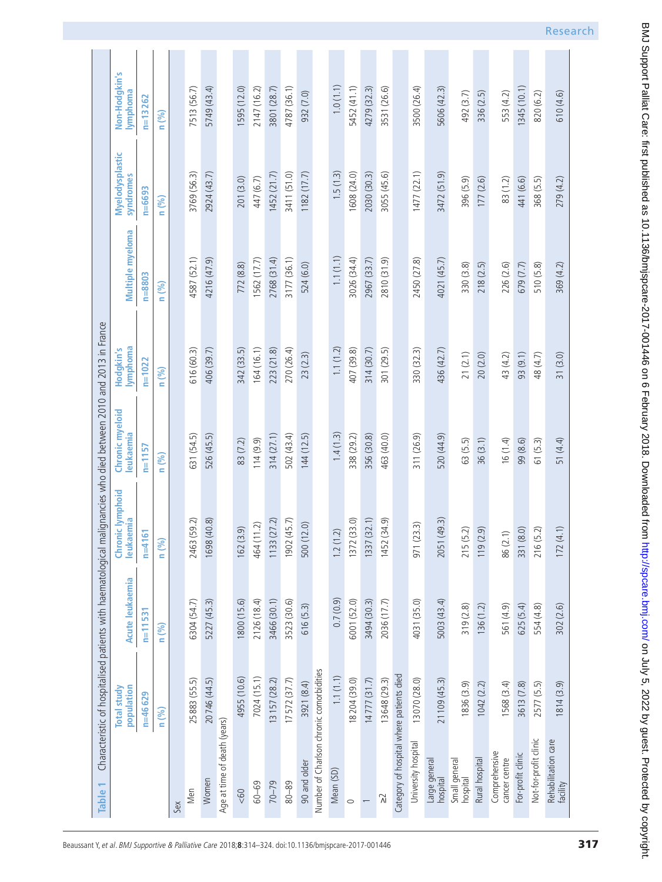**Table 1** Characteristic of hospitalised patients with haematological malignancies who died between 2010 and 2013 in France

| | Total study population | Acute leukaemia | Chronic lymphoid leukaemia | Chronic myeloid leukaemia | Hodgkin's lymphoma | Multiple myeloma | Myelodysplastic syndromes | Non-Hodgkin's lymphoma |
|---|---|---|---|---|---|---|---|---|
| | n=46 629 | n=11 531 | n=4161 | n=1157 | n=1022 | n=8803 | n=6693 | n=13 262 |
| | n (%) | n (%) | n (%) | n (%) | n (%) | n (%) | n (%) | n (%) |
| Sex | | | | | | | | |
| Men | 25 883 (55.5) | 6304 (54.7) | 2463 (59.2) | 631 (54.5) | 616 (60.3) | 4587 (52.1) | 3769 (56.3) | 7513 (56.7) |
| Women | 20 746 (44.5) | 5227 (45.3) | 1698 (40.8) | 526 (45.5) | 406 (39.7) | 4216 (47.9) | 2924 (43.7) | 5749 (43.4) |
| Age at time of death (years) | | | | | | | | |
| <60 | 4955 (10.6) | 1800 (15.6) | 162 (3.9) | 83 (7.2) | 342 (33.5) | 772 (8.8) | 201 (3.0) | 1595 (12.0) |
| 60–69 | 7024 (15.1) | 2126 (18.4) | 464 (11.2) | 114 (9.9) | 164 (16.1) | 1562 (17.7) | 447 (6.7) | 2147 (16.2) |
| 70–79 | 13 157 (28.2) | 3466 (30.1) | 1133 (27.2) | 314 (27.1) | 223 (21.8) | 2768 (31.4) | 1452 (21.7) | 3801 (28.7) |
| 80–89 | 17 572 (37.7) | 3523 (30.6) | 1902 (45.7) | 502 (43.4) | 270 (26.4) | 3177 (36.1) | 3411 (51.0) | 4787 (36.1) |
| 90 and older | 3921 (8.4) | 616 (5.3) | 500 (12.0) | 144 (12.5) | 23 (2.3) | 524 (6.0) | 1182 (17.7) | 932 (7.0) |
| Number of Charlson chronic comorbidities | | | | | | | | |
| Mean (SD) | 1.1 (1.1) | 0.7 (0.9) | 1.2 (1.2) | 1.4 (1.3) | 1.1 (1.2) | 1.1 (1.1) | 1.5 (1.3) | 1.0 (1.1) |
| 0 | 18 204 (39.0) | 6001 (52.0) | 1372 (33.0) | 338 (29.2) | 407 (39.8) | 3026 (34.4) | 1608 (24.0) | 5452 (41.1) |
| 1 | 14 777 (31.7) | 3494 (30.3) | 1337 (32.1) | 356 (30.8) | 314 (30.7) | 2967 (33.7) | 2030 (30.3) | 4279 (32.3) |
| ≥2 | 13 648 (29.3) | 2036 (17.7) | 1452 (34.9) | 463 (40.0) | 301 (29.5) | 2810 (31.9) | 3055 (45.6) | 3531 (26.6) |
| Category of hospital where patients died | | | | | | | | |
| University hospital | 13 070 (28.0) | 4031 (35.0) | 971 (23.3) | 311 (26.9) | 330 (32.3) | 2450 (27.8) | 1477 (22.1) | 3500 (26.4) |
| Large general hospital | 21 109 (45.3) | 5003 (43.4) | 2051 (49.3) | 520 (44.9) | 436 (42.7) | 4021 (45.7) | 3472 (51.9) | 5606 (42.3) |
| Small general hospital | 1836 (3.9) | 319 (2.8) | 215 (5.2) | 63 (5.5) | 21 (2.1) | 330 (3.8) | 396 (5.9) | 492 (3.7) |
| Rural hospital | 1042 (2.2) | 136 (1.2) | 119 (2.9) | 36 (3.1) | 20 (2.0) | 218 (2.5) | 177 (2.6) | 336 (2.5) |
| Comprehensive cancer centre | 1568 (3.4) | 561 (4.9) | 86 (2.1) | 16 (1.4) | 43 (4.2) | 226 (2.6) | 83 (1.2) | 553 (4.2) |
| For-profit clinic | 3613 (7.8) | 625 (5.4) | 331 (8.0) | 99 (8.6) | 93 (9.1) | 679 (7.7) | 441 (6.6) | 1345 (10.1) |
| Not-for-profit clinic | 2577 (5.5) | 554 (4.8) | 216 (5.2) | 61 (5.3) | 48 (4.7) | 510 (5.8) | 368 (5.5) | 820 (6.2) |
| Rehabilitation care facility | 1814 (3.9) | 302 (2.6) | 172 (4.1) | 51 (4.4) | 31 (3.0) | 369 (4.2) | 279 (4.2) | 610 (4.6) |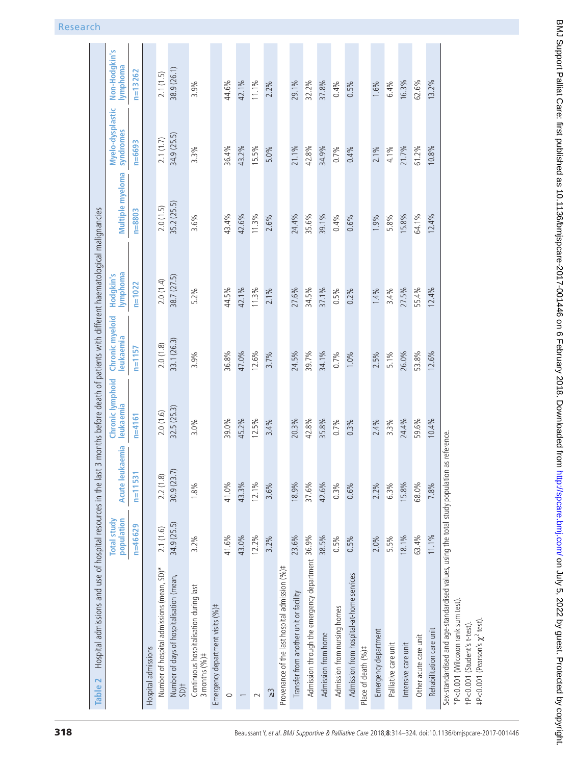**Table 2** Hospital admissions and use of hospital resources in the last 3 months before death of patients with different haematological malignancies

| | Total study population | Acute leukaemia | Chronic lymphoid leukaemia | Chronic myeloid leukaemia | Hodgkin's lymphoma | Multiple myeloma | Myelo-dysplastic syndromes | Non-Hodgkin's lymphoma |
|---|---|---|---|---|---|---|---|---|
| | n=46 629 | n=11 531 | n=4161 | n=1157 | n=1022 | n=8803 | n=6693 | n=13 262 |
| Hospital admissions | | | | | | | | |
| Number of hospital admissions (mean, SD)* | 2.1 (1.6) | 2.2 (1.8) | 2.0 (1.6) | 2.0 (1.8) | 2.0 (1.4) | 2.0 (1.5) | 2.1 (1.7) | 2.1 (1.5) |
| Number of days of hospitalisation (mean, SD)† | 34.9 (25.5) | 30.9 (23.7) | 32.5 (25.3) | 33.1 (26.3) | 38.7 (27.5) | 35.2 (25.5) | 34.9 (25.5) | 38.9 (26.1) |
| Continuous hospitalisation during last 3 months (%)‡ | 3.2% | 1.8% | 3.0% | 3.9% | 5.2% | 3.6% | 3.3% | 3.9% |
| Emergency department visits (%)‡ | | | | | | | | |
| 0 | 41.6% | 41.0% | 39.0% | 36.8% | 44.5% | 43.4% | 36.4% | 44.6% |
| 1 | 43.0% | 43.3% | 45.2% | 47.0% | 42.1% | 42.6% | 43.2% | 42.1% |
| 2 | 12.2% | 12.1% | 12.5% | 12.6% | 11.3% | 11.3% | 15.5% | 11.1% |
| ≥3 | 3.2% | 3.6% | 3.4% | 3.7% | 2.1% | 2.6% | 5.0% | 2.2% |
| Provenance of the last hospital admission (%)‡ | | | | | | | | |
| Transfer from another unit or facility | 23.6% | 18.9% | 20.3% | 24.5% | 27.6% | 24.4% | 21.1% | 29.1% |
| Admission through the emergency department | 36.9% | 37.6% | 42.8% | 39.7% | 34.5% | 35.6% | 42.8% | 32.2% |
| Admission from home | 38.5% | 42.6% | 35.8% | 34.1% | 37.1% | 39.1% | 34.9% | 37.8% |
| Admission from nursing homes | 0.5% | 0.3% | 0.7% | 0.7% | 0.5% | 0.4% | 0.7% | 0.4% |
| Admission from hospital-at-home services | 0.5% | 0.6% | 0.3% | 1.0% | 0.2% | 0.6% | 0.4% | 0.5% |
| Place of death (%)‡ | | | | | | | | |
| Emergency department | 2.0% | 2.2% | 2.4% | 2.5% | 1.4% | 1.9% | 2.1% | 1.6% |
| Palliative care unit | 5.5% | 6.3% | 3.3% | 5.1% | 3.4% | 5.8% | 4.1% | 6.4% |
| Intensive care unit | 18.1% | 15.8% | 24.4% | 26.0% | 27.5% | 15.8% | 21.7% | 16.3% |
| Other acute care unit | 63.4% | 68.0% | 59.6% | 53.8% | 55.4% | 64.1% | 61.2% | 62.6% |
| Rehabilitation care unit | 11.1% | 7.8% | 10.4% | 12.6% | 12.4% | 12.4% | 10.8% | 13.2% |

Sex-standardised and age-standardised values, using the total study population as reference.

*P<0.001 (Wilcoxon rank sum test).

†P<0.001 (Student's t-test).

‡P<0.001 (Pearson's $\chi^2$ test).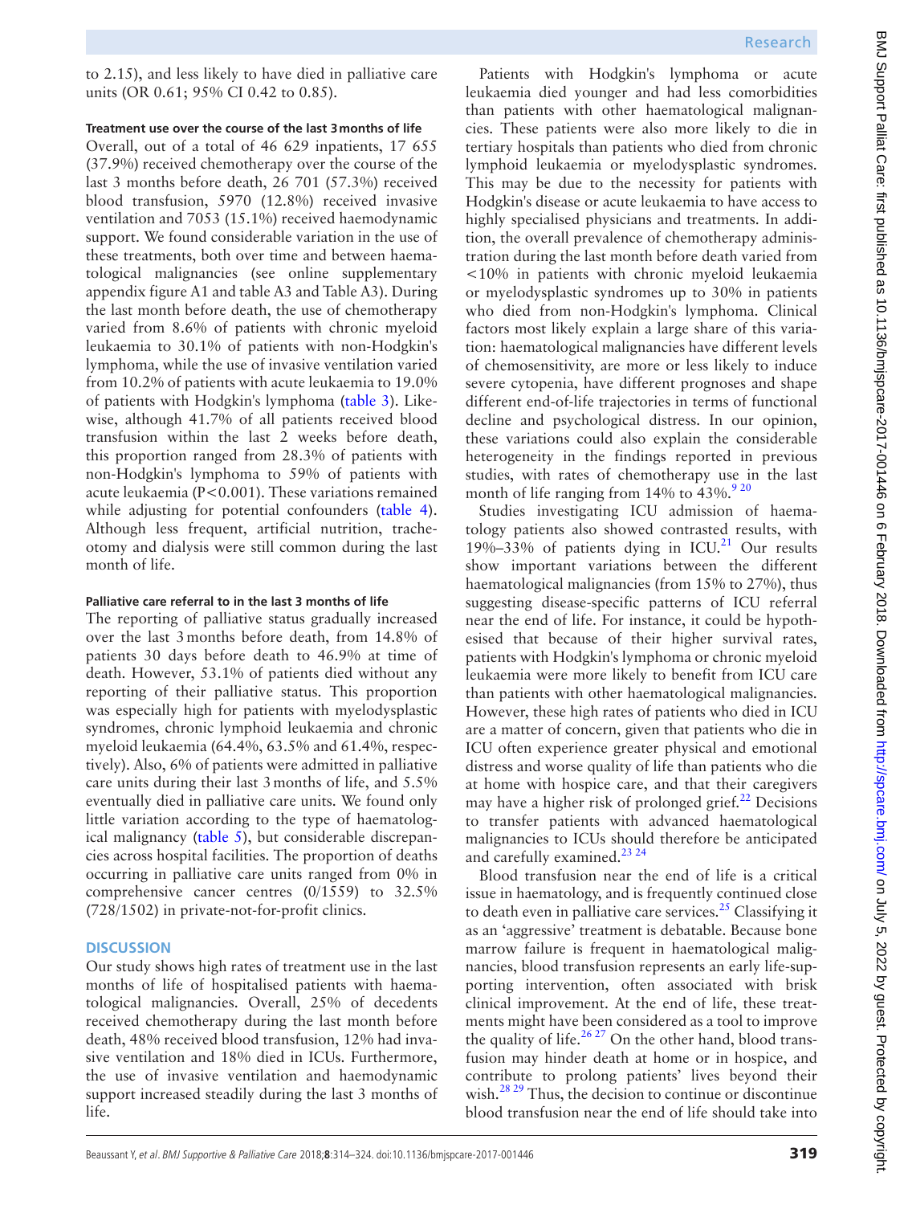to 2.15), and less likely to have died in palliative care units (OR 0.61; 95% CI 0.42 to 0.85).

### Treatment use over the course of the last 3 months of life

Overall, out of a total of 46 629 inpatients, 17 655 (37.9%) received chemotherapy over the course of the last 3 months before death, 26 701 (57.3%) received blood transfusion, 5970 (12.8%) received invasive ventilation and 7053 (15.1%) received haemodynamic support. We found considerable variation in the use of these treatments, both over time and between haematological malignancies (see online supplementary appendix figure A1 and table A3 and Table A3). During the last month before death, the use of chemotherapy varied from 8.6% of patients with chronic myeloid leukaemia to 30.1% of patients with non-Hodgkin's lymphoma, while the use of invasive ventilation varied from 10.2% of patients with acute leukaemia to 19.0% of patients with Hodgkin's lymphoma (table 3). Likewise, although 41.7% of all patients received blood transfusion within the last 2 weeks before death, this proportion ranged from 28.3% of patients with non-Hodgkin's lymphoma to 59% of patients with acute leukaemia (P<0.001). These variations remained while adjusting for potential confounders (table 4). Although less frequent, artificial nutrition, tracheotomy and dialysis were still common during the last month of life.

### Palliative care referral to in the last 3 months of life

The reporting of palliative status gradually increased over the last 3 months before death, from 14.8% of patients 30 days before death to 46.9% at time of death. However, 53.1% of patients died without any reporting of their palliative status. This proportion was especially high for patients with myelodysplastic syndromes, chronic lymphoid leukaemia and chronic myeloid leukaemia (64.4%, 63.5% and 61.4%, respectively). Also, 6% of patients were admitted in palliative care units during their last 3 months of life, and 5.5% eventually died in palliative care units. We found only little variation according to the type of haematological malignancy (table 5), but considerable discrepancies across hospital facilities. The proportion of deaths occurring in palliative care units ranged from 0% in comprehensive cancer centres (0/1559) to 32.5% (728/1502) in private-not-for-profit clinics.

## DISCUSSION

Our study shows high rates of treatment use in the last months of life of hospitalised patients with haematological malignancies. Overall, 25% of decedents received chemotherapy during the last month before death, 48% received blood transfusion, 12% had invasive ventilation and 18% died in ICUs. Furthermore, the use of invasive ventilation and haemodynamic support increased steadily during the last 3 months of life.

Patients with Hodgkin's lymphoma or acute leukaemia died younger and had less comorbidities than patients with other haematological malignancies. These patients were also more likely to die in tertiary hospitals than patients who died from chronic lymphoid leukaemia or myelodysplastic syndromes. This may be due to the necessity for patients with Hodgkin's disease or acute leukaemia to have access to highly specialised physicians and treatments. In addition, the overall prevalence of chemotherapy administration during the last month before death varied from <10% in patients with chronic myeloid leukaemia or myelodysplastic syndromes up to 30% in patients who died from non-Hodgkin's lymphoma. Clinical factors most likely explain a large share of this variation: haematological malignancies have different levels of chemosensitivity, are more or less likely to induce severe cytopenia, have different prognoses and shape different end-of-life trajectories in terms of functional decline and psychological distress. In our opinion, these variations could also explain the considerable heterogeneity in the findings reported in previous studies, with rates of chemotherapy use in the last month of life ranging from 14% to 43%.[9 20]

Studies investigating ICU admission of haematology patients also showed contrasted results, with 19%–33% of patients dying in ICU.[21] Our results show important variations between the different haematological malignancies (from 15% to 27%), thus suggesting disease-specific patterns of ICU referral near the end of life. For instance, it could be hypothesised that because of their higher survival rates, patients with Hodgkin's lymphoma or chronic myeloid leukaemia were more likely to benefit from ICU care than patients with other haematological malignancies. However, these high rates of patients who died in ICU are a matter of concern, given that patients who die in ICU often experience greater physical and emotional distress and worse quality of life than patients who die at home with hospice care, and that their caregivers may have a higher risk of prolonged grief.[22] Decisions to transfer patients with advanced haematological malignancies to ICUs should therefore be anticipated and carefully examined.[23 24]

Blood transfusion near the end of life is a critical issue in haematology, and is frequently continued close to death even in palliative care services.[25] Classifying it as an 'aggressive' treatment is debatable. Because bone marrow failure is frequent in haematological malignancies, blood transfusion represents an early life-supporting intervention, often associated with brisk clinical improvement. At the end of life, these treatments might have been considered as a tool to improve the quality of life.[26 27] On the other hand, blood transfusion may hinder death at home or in hospice, and contribute to prolong patients' lives beyond their wish.[28 29] Thus, the decision to continue or discontinue blood transfusion near the end of life should take into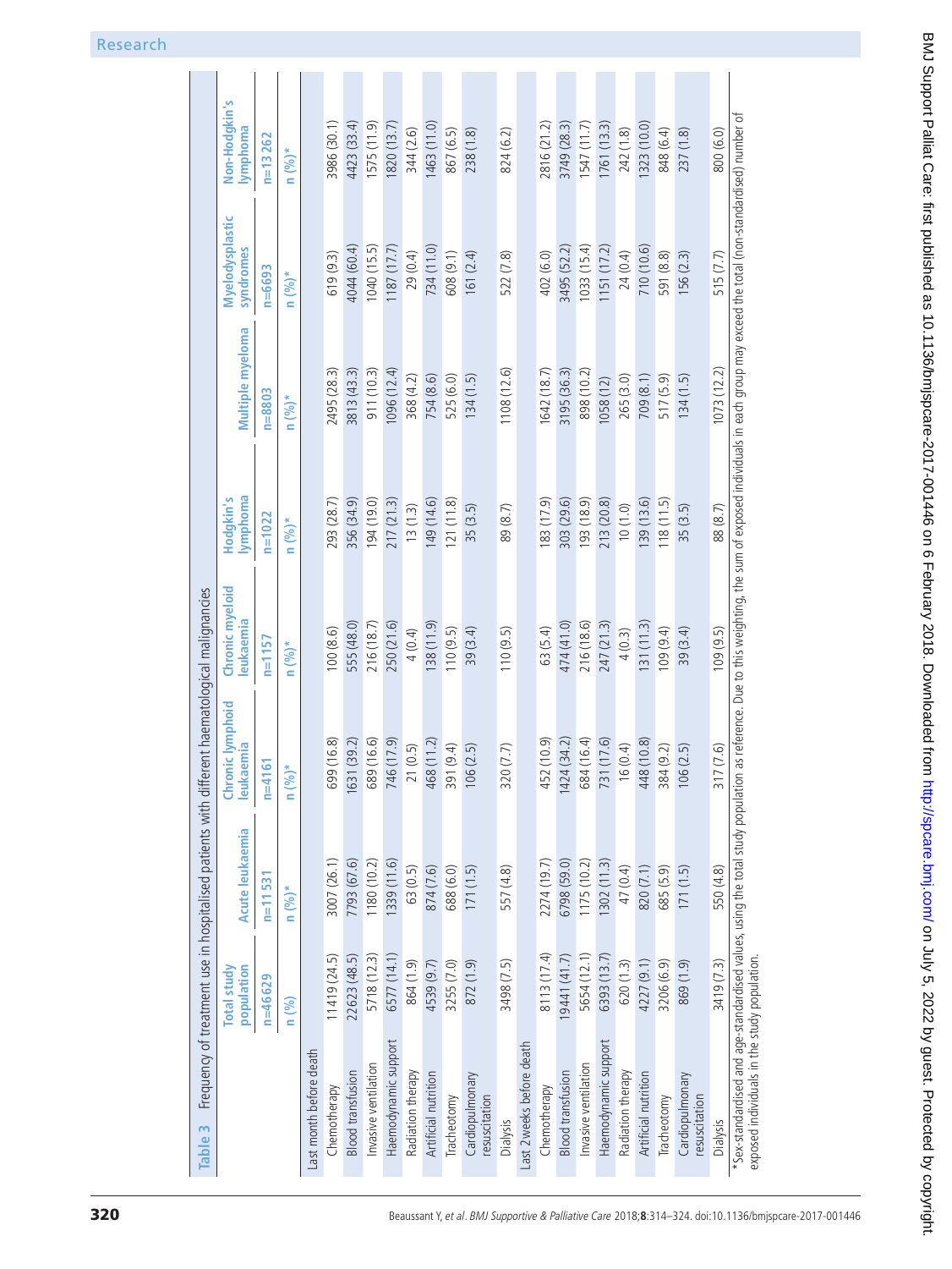**Table 3** Frequency of treatment use in hospitalised patients with different haematological malignancies

| | Total study population | Acute leukaemia | Chronic lymphoid leukaemia | Chronic myeloid leukaemia | Hodgkin's lymphoma | Multiple myeloma | Myelodysplastic syndromes | Non-Hodgkin's lymphoma |
|---|---|---|---|---|---|---|---|---|
| | n=46629 | n=11531 | n=4161 | n=1157 | n=1022 | n=8803 | n=6693 | n=13262 |
| | n (%) | n (%)* | n (%)* | n (%)* | n (%)* | n (%)* | n (%)* | n (%)* |
| Last month before death | | | | | | | | |
| Chemotherapy | 11419 (24.5) | 3007 (26.1) | 699 (16.8) | 100 (8.6) | 293 (28.7) | 2495 (28.3) | 619 (9.3) | 3986 (30.1) |
| Blood transfusion | 22623 (48.5) | 7793 (67.6) | 1631 (39.2) | 555 (48.0) | 356 (34.9) | 3813 (43.3) | 4044 (60.4) | 4423 (33.4) |
| Invasive ventilation | 5718 (12.3) | 1180 (10.2) | 689 (16.6) | 216 (18.7) | 194 (19.0) | 911 (10.3) | 1040 (15.5) | 1575 (11.9) |
| Haemodynamic support | 6577 (14.1) | 1339 (11.6) | 746 (17.9) | 250 (21.6) | 217 (21.3) | 1096 (12.4) | 1187 (17.7) | 1820 (13.7) |
| Radiation therapy | 864 (1.9) | 63 (0.5) | 21 (0.5) | 4 (0.4) | 13 (1.3) | 368 (4.2) | 29 (0.4) | 344 (2.6) |
| Artificial nutrition | 4539 (9.7) | 874 (7.6) | 468 (11.2) | 138 (11.9) | 149 (14.6) | 754 (8.6) | 734 (11.0) | 1463 (11.0) |
| Tracheotomy | 3255 (7.0) | 688 (6.0) | 391 (9.4) | 110 (9.5) | 121 (11.8) | 525 (6.0) | 608 (9.1) | 867 (6.5) |
| Cardiopulmonary resuscitation | 872 (1.9) | 171 (1.5) | 106 (2.5) | 39 (3.4) | 35 (3.5) | 134 (1.5) | 161 (2.4) | 238 (1.8) |
| Dialysis | 3498 (7.5) | 557 (4.8) | 320 (7.7) | 110 (9.5) | 89 (8.7) | 1108 (12.6) | 522 (7.8) | 824 (6.2) |
| Last 2weeks before death | | | | | | | | |
| Chemotherapy | 8113 (17.4) | 2274 (19.7) | 452 (10.9) | 63 (5.4) | 183 (17.9) | 1642 (18.7) | 402 (6.0) | 2816 (21.2) |
| Blood transfusion | 19441 (41.7) | 6798 (59.0) | 1424 (34.2) | 474 (41.0) | 303 (29.6) | 3195 (36.3) | 3495 (52.2) | 3749 (28.3) |
| Invasive ventilation | 5654 (12.1) | 1175 (10.2) | 684 (16.4) | 216 (18.6) | 193 (18.9) | 898 (10.2) | 1033 (15.4) | 1547 (11.7) |
| Haemodynamic support | 6393 (13.7) | 1302 (11.3) | 731 (17.6) | 247 (21.3) | 213 (20.8) | 1058 (12) | 1151 (17.2) | 1761 (13.3) |
| Radiation therapy | 620 (1.3) | 47 (0.4) | 16 (0.4) | 4 (0.3) | 10 (1.0) | 265 (3.0) | 24 (0.4) | 242 (1.8) |
| Artificial nutrition | 4227 (9.1) | 820 (7.1) | 448 (10.8) | 131 (11.3) | 139 (13.6) | 709 (8.1) | 710 (10.6) | 1323 (10.0) |
| Tracheotomy | 3206 (6.9) | 685 (5.9) | 384 (9.2) | 109 (9.4) | 118 (11.5) | 517 (5.9) | 591 (8.8) | 848 (6.4) |
| Cardiopulmonary resuscitation | 869 (1.9) | 171 (1.5) | 106 (2.5) | 39 (3.4) | 35 (3.5) | 134 (1.5) | 156 (2.3) | 237 (1.8) |
| Dialysis | 3419 (7.3) | 550 (4.8) | 317 (7.6) | 109 (9.5) | 88 (8.7) | 1073 (12.2) | 515 (7.7) | 800 (6.0) |

*Sex-standardised and age-standardised values, using the total study population as reference. Due to this weighting, the sum of exposed individuals in each group may exceed the total (non-standardised) number of exposed individuals in the study population.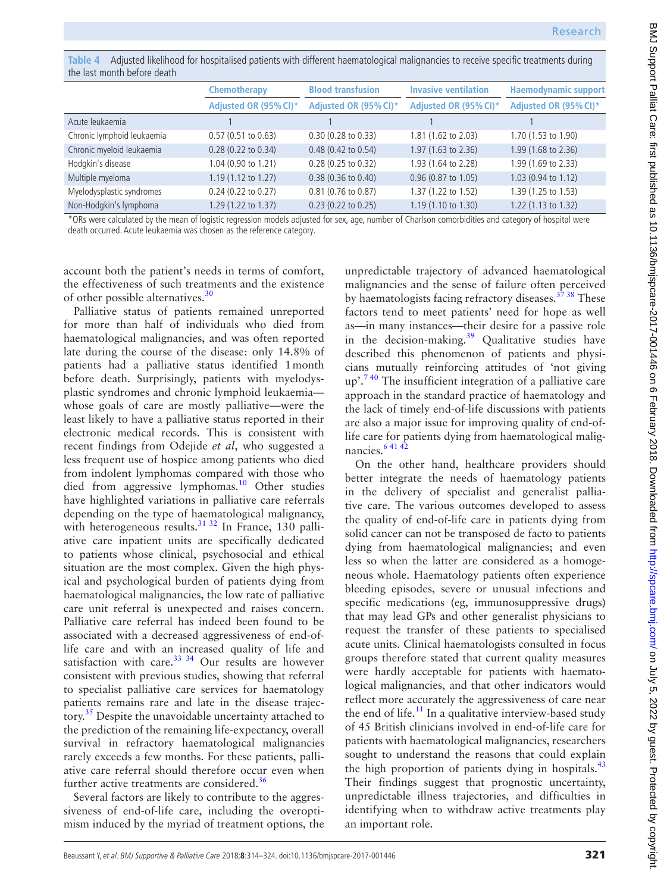**Table 4** Adjusted likelihood for hospitalised patients with different haematological malignancies to receive specific treatments during the last month before death

| | Chemotherapy | Blood transfusion | Invasive ventilation | Haemodynamic support |
|---|---|---|---|---|
| | Adjusted OR (95% CI)* | Adjusted OR (95% CI)* | Adjusted OR (95% CI)* | Adjusted OR (95% CI)* |
| Acute leukaemia | 1 | 1 | 1 | 1 |
| Chronic lymphoid leukaemia | 0.57 (0.51 to 0.63) | 0.30 (0.28 to 0.33) | 1.81 (1.62 to 2.03) | 1.70 (1.53 to 1.90) |
| Chronic myeloid leukaemia | 0.28 (0.22 to 0.34) | 0.48 (0.42 to 0.54) | 1.97 (1.63 to 2.36) | 1.99 (1.68 to 2.36) |
| Hodgkin's disease | 1.04 (0.90 to 1.21) | 0.28 (0.25 to 0.32) | 1.93 (1.64 to 2.28) | 1.99 (1.69 to 2.33) |
| Multiple myeloma | 1.19 (1.12 to 1.27) | 0.38 (0.36 to 0.40) | 0.96 (0.87 to 1.05) | 1.03 (0.94 to 1.12) |
| Myelodysplastic syndromes | 0.24 (0.22 to 0.27) | 0.81 (0.76 to 0.87) | 1.37 (1.22 to 1.52) | 1.39 (1.25 to 1.53) |
| Non-Hodgkin's lymphoma | 1.29 (1.22 to 1.37) | 0.23 (0.22 to 0.25) | 1.19 (1.10 to 1.30) | 1.22 (1.13 to 1.32) |

*ORs were calculated by the mean of logistic regression models adjusted for sex, age, number of Charlson comorbidities and category of hospital were death occurred. Acute leukaemia was chosen as the reference category.

account both the patient's needs in terms of comfort, the effectiveness of such treatments and the existence of other possible alternatives.[30]

Palliative status of patients remained unreported for more than half of individuals who died from haematological malignancies, and was often reported late during the course of the disease: only 14.8% of patients had a palliative status identified 1 month before death. Surprisingly, patients with myelodysplastic syndromes and chronic lymphoid leukaemia—whose goals of care are mostly palliative—were the least likely to have a palliative status reported in their electronic medical records. This is consistent with recent findings from Odejide *et al*, who suggested a less frequent use of hospice among patients who died from indolent lymphomas compared with those who died from aggressive lymphomas.[10] Other studies have highlighted variations in palliative care referrals depending on the type of haematological malignancy, with heterogeneous results.[31 32] In France, 130 palliative care inpatient units are specifically dedicated to patients whose clinical, psychosocial and ethical situation are the most complex. Given the high physical and psychological burden of patients dying from haematological malignancies, the low rate of palliative care unit referral is unexpected and raises concern. Palliative care referral has indeed been found to be associated with a decreased aggressiveness of end-of-life care and with an increased quality of life and satisfaction with care.[33 34] Our results are however consistent with previous studies, showing that referral to specialist palliative care services for haematology patients remains rare and late in the disease trajectory.[35] Despite the unavoidable uncertainty attached to the prediction of the remaining life-expectancy, overall survival in refractory haematological malignancies rarely exceeds a few months. For these patients, palliative care referral should therefore occur even when further active treatments are considered.[36]

Several factors are likely to contribute to the aggressiveness of end-of-life care, including the overoptimism induced by the myriad of treatment options, the unpredictable trajectory of advanced haematological malignancies and the sense of failure often perceived by haematologists facing refractory diseases.[37 38] These factors tend to meet patients' need for hope as well as—in many instances—their desire for a passive role in the decision-making.[39] Qualitative studies have described this phenomenon of patients and physicians mutually reinforcing attitudes of 'not giving up'.[7 40] The insufficient integration of a palliative care approach in the standard practice of haematology and the lack of timely end-of-life discussions with patients are also a major issue for improving quality of end-of-life care for patients dying from haematological malignancies.[6 41 42]

On the other hand, healthcare providers should better integrate the needs of haematology patients in the delivery of specialist and generalist palliative care. The various outcomes developed to assess the quality of end-of-life care in patients dying from solid cancer can not be transposed de facto to patients dying from haematological malignancies; and even less so when the latter are considered as a homogeneous whole. Haematology patients often experience bleeding episodes, severe or unusual infections and specific medications (eg, immunosuppressive drugs) that may lead GPs and other generalist physicians to request the transfer of these patients to specialised acute units. Clinical haematologists consulted in focus groups therefore stated that current quality measures were hardly acceptable for patients with haematological malignancies, and that other indicators would reflect more accurately the aggressiveness of care near the end of life.[11] In a qualitative interview-based study of 45 British clinicians involved in end-of-life care for patients with haematological malignancies, researchers sought to understand the reasons that could explain the high proportion of patients dying in hospitals.[43] Their findings suggest that prognostic uncertainty, unpredictable illness trajectories, and difficulties in identifying when to withdraw active treatments play an important role.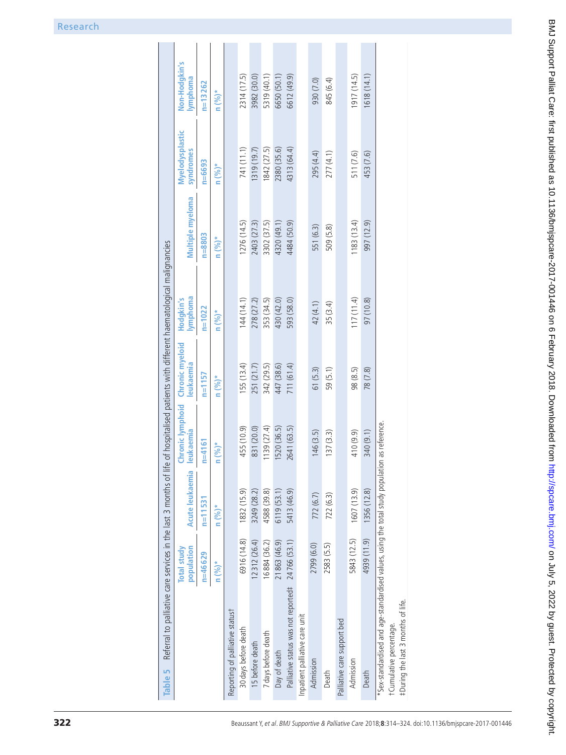**Table 5** Referral to palliative care services in the last 3 months of life of hospitalised patients with different haematological malignancies

| | Total study population | Acute leukaemia | Chronic lymphoid leukaemia | Chronic myeloid leukaemia | Hodgkin's lymphoma | Multiple myeloma | Myelodysplastic syndromes | Non-Hodgkin's lymphoma |
|---|---|---|---|---|---|---|---|---|
| | n=46 629 | n=11 531 | n=4161 | n=1157 | n=1022 | n=8803 | n=6693 | n=13 262 |
| | n (%)* | n (%)* | n (%)* | n (%)* | n (%)* | n (%)* | n (%)* | n (%)* |
| Reporting of palliative status† | | | | | | | | |
| 30 days before death | 6916 (14.8) | 1832 (15.9) | 455 (10.9) | 155 (13.4) | 144 (14.1) | 1276 (14.5) | 741 (11.1) | 2314 (17.5) |
| 15 before death | 12 312 (26.4) | 3249 (28.2) | 831 (20.0) | 251 (21.7) | 278 (27.2) | 2403 (27.3) | 1319 (19.7) | 3982 (30.0) |
| 7 days before death | 16 884 (36.2) | 4588 (39.8) | 1139 (27.4) | 342 (29.5) | 353 (34.5) | 3302 (37.5) | 1842 (27.5) | 5319 (40.1) |
| Day of death | 21 863 (46.9) | 6119 (53.1) | 1520 (36.5) | 447 (38.6) | 430 (42.0) | 4320 (49.1) | 2380 (35.6) | 6650 (50.1) |
| Palliative status was not reported‡ | 24 766 (53.1) | 5413 (46.9) | 2641 (63.5) | 711 (61.4) | 593 (58.0) | 4484 (50.9) | 4313 (64.4) | 6612 (49.9) |
| Inpatient palliative care unit | | | | | | | | |
| Admission | 2799 (6.0) | 772 (6.7) | 146 (3.5) | 61 (5.3) | 42 (4.1) | 551 (6.3) | 295 (4.4) | 930 (7.0) |
| Death | 2583 (5.5) | 722 (6.3) | 137 (3.3) | 59 (5.1) | 35 (3.4) | 509 (5.8) | 277 (4.1) | 845 (6.4) |
| Palliative care support bed | | | | | | | | |
| Admission | 5843 (12.5) | 1607 (13.9) | 410 (9.9) | 98 (8.5) | 117 (11.4) | 1183 (13.4) | 511 (7.6) | 1917 (14.5) |
| Death | 4939 (11.9) | 1356 (12.8) | 340 (9.1) | 78 (7.8) | 97 (10.8) | 997 (12.9) | 453 (7.6) | 1618 (14.1) |

*Sex-standardised and age-standardised values, using the total study population as reference.

†Cumulative percentage.

‡During the last 3 months of life.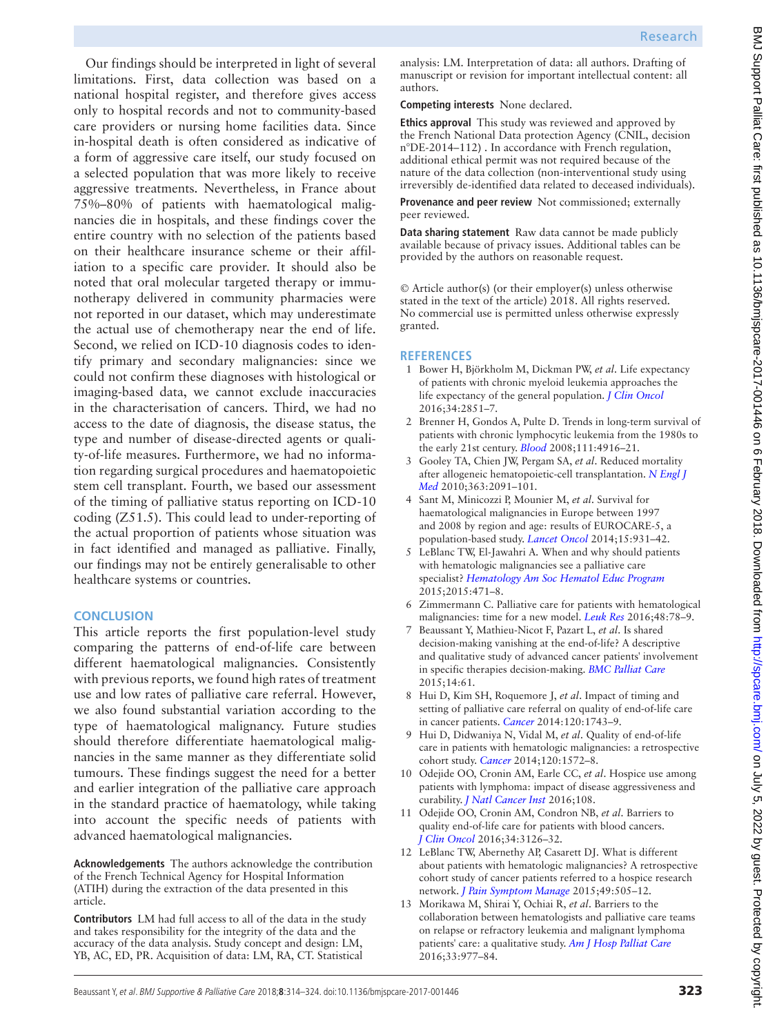Our findings should be interpreted in light of several limitations. First, data collection was based on a national hospital register, and therefore gives access only to hospital records and not to community-based care providers or nursing home facilities data. Since in-hospital death is often considered as indicative of a form of aggressive care itself, our study focused on a selected population that was more likely to receive aggressive treatments. Nevertheless, in France about 75%–80% of patients with haematological malignancies die in hospitals, and these findings cover the entire country with no selection of the patients based on their healthcare insurance scheme or their affiliation to a specific care provider. It should also be noted that oral molecular targeted therapy or immunotherapy delivered in community pharmacies were not reported in our dataset, which may underestimate the actual use of chemotherapy near the end of life. Second, we relied on ICD-10 diagnosis codes to identify primary and secondary malignancies: since we could not confirm these diagnoses with histological or imaging-based data, we cannot exclude inaccuracies in the characterisation of cancers. Third, we had no access to the date of diagnosis, the disease status, the type and number of disease-directed agents or quality-of-life measures. Furthermore, we had no information regarding surgical procedures and haematopoietic stem cell transplant. Fourth, we based our assessment of the timing of palliative status reporting on ICD-10 coding (Z51.5). This could lead to under-reporting of the actual proportion of patients whose situation was in fact identified and managed as palliative. Finally, our findings may not be entirely generalisable to other healthcare systems or countries.

## CONCLUSION

This article reports the first population-level study comparing the patterns of end-of-life care between different haematological malignancies. Consistently with previous reports, we found high rates of treatment use and low rates of palliative care referral. However, we also found substantial variation according to the type of haematological malignancy. Future studies should therefore differentiate haematological malignancies in the same manner as they differentiate solid tumours. These findings suggest the need for a better and earlier integration of the palliative care approach in the standard practice of haematology, while taking into account the specific needs of patients with advanced haematological malignancies.

**Acknowledgements** The authors acknowledge the contribution of the French Technical Agency for Hospital Information (ATIH) during the extraction of the data presented in this article.

**Contributors** LM had full access to all of the data in the study and takes responsibility for the integrity of the data and the accuracy of the data analysis. Study concept and design: LM, YB, AC, ED, PR. Acquisition of data: LM, RA, CT. Statistical analysis: LM. Interpretation of data: all authors. Drafting of manuscript or revision for important intellectual content: all authors.

**Competing interests** None declared.

**Ethics approval** This study was reviewed and approved by the French National Data protection Agency (CNIL, decision n°DE-2014–112) . In accordance with French regulation, additional ethical permit was not required because of the nature of the data collection (non-interventional study using irreversibly de-identified data related to deceased individuals).

**Provenance and peer review** Not commissioned; externally peer reviewed.

**Data sharing statement** Raw data cannot be made publicly available because of privacy issues. Additional tables can be provided by the authors on reasonable request.

© Article author(s) (or their employer(s) unless otherwise stated in the text of the article) 2018. All rights reserved. No commercial use is permitted unless otherwise expressly granted.

## REFERENCES

1. Bower H, Björkholm M, Dickman PW, *et al*. Life expectancy of patients with chronic myeloid leukemia approaches the life expectancy of the general population. *J Clin Oncol* 2016;34:2851–7.
2. Brenner H, Gondos A, Pulte D. Trends in long-term survival of patients with chronic lymphocytic leukemia from the 1980s to the early 21st century. *Blood* 2008;111:4916–21.
3. Gooley TA, Chien JW, Pergam SA, *et al*. Reduced mortality after allogeneic hematopoietic-cell transplantation. *N Engl J Med* 2010;363:2091–101.
4. Sant M, Minicozzi P, Mounier M, *et al*. Survival for haematological malignancies in Europe between 1997 and 2008 by region and age: results of EUROCARE-5, a population-based study. *Lancet Oncol* 2014;15:931–42.
5. LeBlanc TW, El-Jawahri A. When and why should patients with hematologic malignancies see a palliative care specialist? *Hematology Am Soc Hematol Educ Program* 2015;2015:471–8.
6. Zimmermann C. Palliative care for patients with hematological malignancies: time for a new model. *Leuk Res* 2016;48:78–9.
7. Beaussant Y, Mathieu-Nicot F, Pazart L, *et al*. Is shared decision-making vanishing at the end-of-life? A descriptive and qualitative study of advanced cancer patients' involvement in specific therapies decision-making. *BMC Palliat Care* 2015;14:61.
8. Hui D, Kim SH, Roquemore J, *et al*. Impact of timing and setting of palliative care referral on quality of end-of-life care in cancer patients. *Cancer* 2014:120:1743–9.
9. Hui D, Didwaniya N, Vidal M, *et al*. Quality of end-of-life care in patients with hematologic malignancies: a retrospective cohort study. *Cancer* 2014;120:1572–8.
10. Odejide OO, Cronin AM, Earle CC, *et al*. Hospice use among patients with lymphoma: impact of disease aggressiveness and curability. *J Natl Cancer Inst* 2016;108.
11. Odejide OO, Cronin AM, Condron NB, *et al*. Barriers to quality end-of-life care for patients with blood cancers. *J Clin Oncol* 2016;34:3126–32.
12. LeBlanc TW, Abernethy AP, Casarett DJ. What is different about patients with hematologic malignancies? A retrospective cohort study of cancer patients referred to a hospice research network. *J Pain Symptom Manage* 2015;49:505–12.
13. Morikawa M, Shirai Y, Ochiai R, *et al*. Barriers to the collaboration between hematologists and palliative care teams on relapse or refractory leukemia and malignant lymphoma patients' care: a qualitative study. *Am J Hosp Palliat Care* 2016;33:977–84.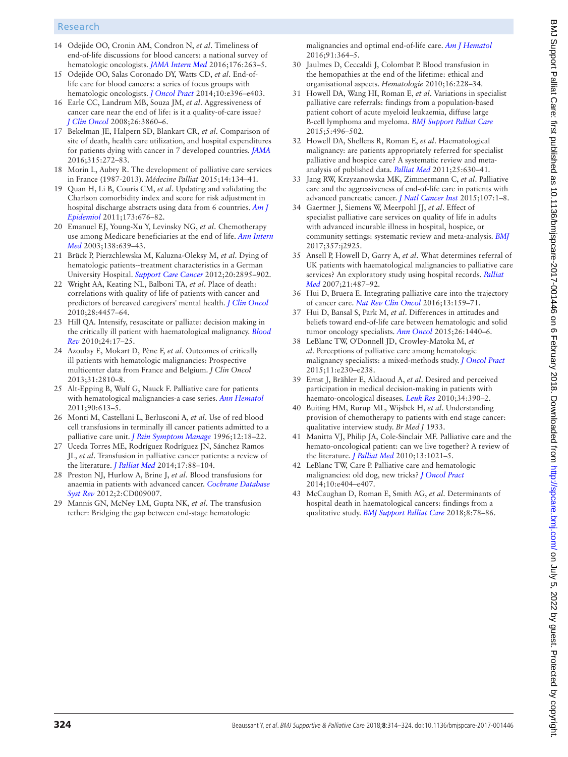14 Odejide OO, Cronin AM, Condron N, *et al*. Timeliness of end-of-life discussions for blood cancers: a national survey of hematologic oncologists. *JAMA Intern Med* 2016;176:263–5.

15 Odejide OO, Salas Coronado DY, Watts CD, *et al*. End-of-life care for blood cancers: a series of focus groups with hematologic oncologists. *J Oncol Pract* 2014;10:e396–e403.

16 Earle CC, Landrum MB, Souza JM, *et al*. Aggressiveness of cancer care near the end of life: is it a quality-of-care issue? *J Clin Oncol* 2008;26:3860–6.

17 Bekelman JE, Halpern SD, Blankart CR, *et al*. Comparison of site of death, health care utilization, and hospital expenditures for patients dying with cancer in 7 developed countries. *JAMA* 2016;315:272–83.

18 Morin L, Aubry R. The development of palliative care services in France (1987-2013). *Médecine Palliat* 2015;14:134–41.

19 Quan H, Li B, Couris CM, *et al*. Updating and validating the Charlson comorbidity index and score for risk adjustment in hospital discharge abstracts using data from 6 countries. *Am J Epidemiol* 2011;173:676–82.

20 Emanuel EJ, Young-Xu Y, Levinsky NG, *et al*. Chemotherapy use among Medicare beneficiaries at the end of life. *Ann Intern Med* 2003;138:639–43.

21 Brück P, Pierzchlewska M, Kaluzna-Oleksy M, *et al*. Dying of hematologic patients--treatment characteristics in a German University Hospital. *Support Care Cancer* 2012;20:2895–902.

22 Wright AA, Keating NL, Balboni TA, *et al*. Place of death: correlations with quality of life of patients with cancer and predictors of bereaved caregivers' mental health. *J Clin Oncol* 2010;28:4457–64.

23 Hill QA. Intensify, resuscitate or palliate: decision making in the critically ill patient with haematological malignancy. *Blood Rev* 2010;24:17–25.

24 Azoulay E, Mokart D, Pène F, *et al*. Outcomes of critically ill patients with hematologic malignancies: Prospective multicenter data from France and Belgium. *J Clin Oncol* 2013;31:2810–8.

25 Alt-Epping B, Wulf G, Nauck F. Palliative care for patients with hematological malignancies-a case series. *Ann Hematol* 2011;90:613–5.

26 Monti M, Castellani L, Berlusconi A, *et al*. Use of red blood cell transfusions in terminally ill cancer patients admitted to a palliative care unit. *J Pain Symptom Manage* 1996;12:18–22.

27 Uceda Torres ME, Rodríguez Rodríguez JN, Sánchez Ramos JL, *et al*. Transfusion in palliative cancer patients: a review of the literature. *J Palliat Med* 2014;17:88–104.

28 Preston NJ, Hurlow A, Brine J, *et al*. Blood transfusions for anaemia in patients with advanced cancer. *Cochrane Database Syst Rev* 2012;2:CD009007.

29 Mannis GN, McNey LM, Gupta NK, *et al*. The transfusion tether: Bridging the gap between end-stage hematologic malignancies and optimal end-of-life care. *Am J Hematol* 2016;91:364–5.

30 Jaulmes D, Ceccaldi J, Colombat P. Blood transfusion in the hemopathies at the end of the lifetime: ethical and organisational aspects. *Hematologie* 2010;16:228–34.

31 Howell DA, Wang HI, Roman E, *et al*. Variations in specialist palliative care referrals: findings from a population-based patient cohort of acute myeloid leukaemia, diffuse large B-cell lymphoma and myeloma. *BMJ Support Palliat Care* 2015;5:496–502.

32 Howell DA, Shellens R, Roman E, *et al*. Haematological malignancy: are patients appropriately referred for specialist palliative and hospice care? A systematic review and meta-analysis of published data. *Palliat Med* 2011;25:630–41.

33 Jang RW, Krzyzanowska MK, Zimmermann C, *et al*. Palliative care and the aggressiveness of end-of-life care in patients with advanced pancreatic cancer. *J Natl Cancer Inst* 2015;107:1–8.

34 Gaertner J, Siemens W, Meerpohl JJ, *et al*. Effect of specialist palliative care services on quality of life in adults with advanced incurable illness in hospital, hospice, or community settings: systematic review and meta-analysis. *BMJ* 2017;357:j2925.

35 Ansell P, Howell D, Garry A, *et al*. What determines referral of UK patients with haematological malignancies to palliative care services? An exploratory study using hospital records. *Palliat Med* 2007;21:487–92.

36 Hui D, Bruera E. Integrating palliative care into the trajectory of cancer care. *Nat Rev Clin Oncol* 2016;13:159–71.

37 Hui D, Bansal S, Park M, *et al*. Differences in attitudes and beliefs toward end-of-life care between hematologic and solid tumor oncology specialists. *Ann Oncol* 2015;26:1440–6.

38 LeBlanc TW, O'Donnell JD, Crowley-Matoka M, *et al*. Perceptions of palliative care among hematologic malignancy specialists: a mixed-methods study. *J Oncol Pract* 2015;11:e230–e238.

39 Ernst J, Brähler E, Aldaoud A, *et al*. Desired and perceived participation in medical decision-making in patients with haemato-oncological diseases. *Leuk Res* 2010;34:390–2.

40 Buiting HM, Rurup ML, Wijsbek H, *et al*. Understanding provision of chemotherapy to patients with end stage cancer: qualitative interview study. *Br Med J* 1933.

41 Manitta VJ, Philip JA, Cole-Sinclair MF. Palliative care and the hemato-oncological patient: can we live together? A review of the literature. *J Palliat Med* 2010;13:1021–5.

42 LeBlanc TW, Care P. Palliative care and hematologic malignancies: old dog, new tricks? *J Oncol Pract* 2014;10:e404–e407.

43 McCaughan D, Roman E, Smith AG, *et al*. Determinants of hospital death in haematological cancers: findings from a qualitative study. *BMJ Support Palliat Care* 2018;8:78–86.